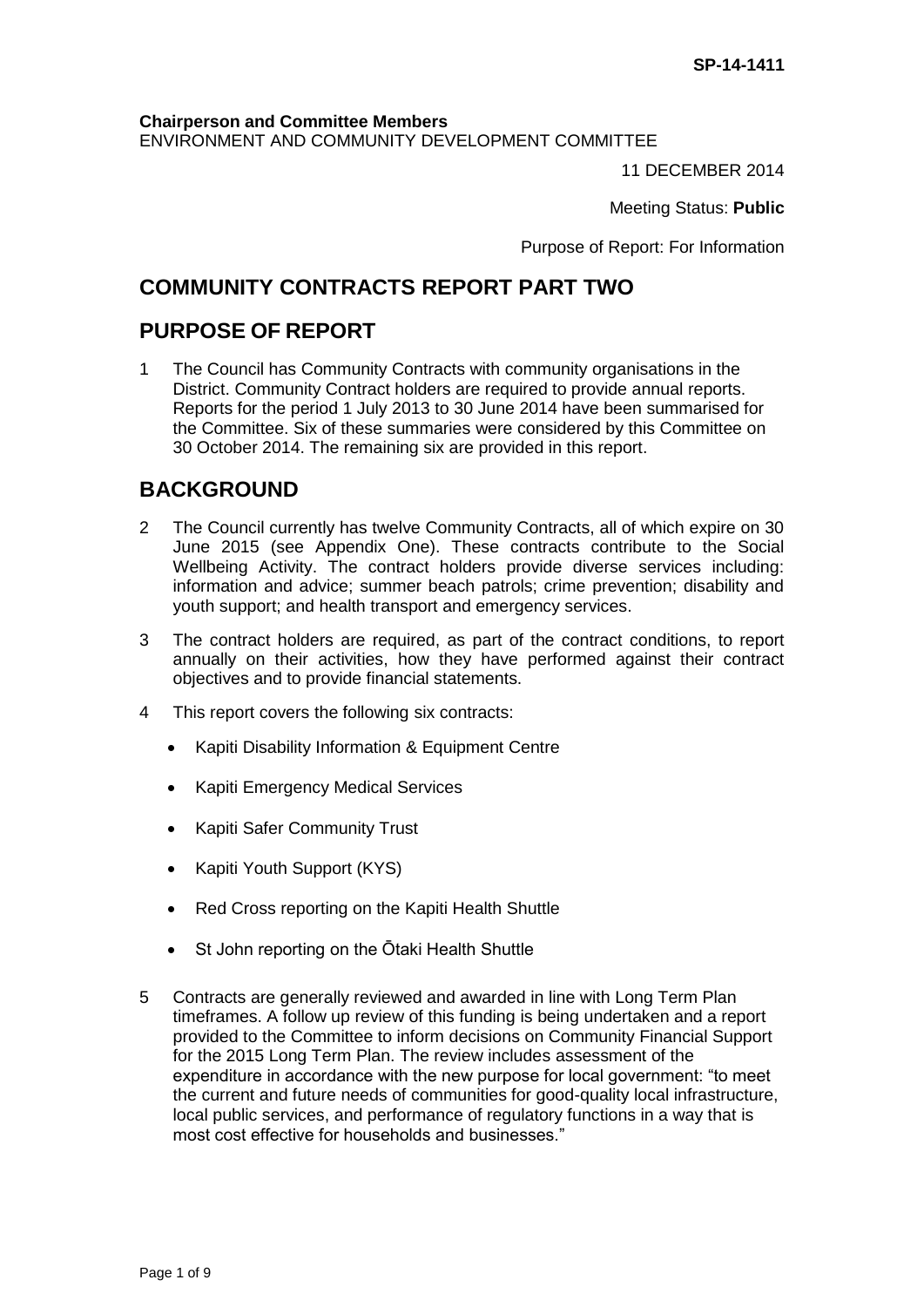SP-14-1411

**Chairperson and Committee Members**
ENVIRONMENT AND COMMUNITY DEVELOPMENT COMMITTEE

11 DECEMBER 2014

Meeting Status: **Public**

Purpose of Report: For Information

## COMMUNITY CONTRACTS REPORT PART TWO

## PURPOSE OF REPORT

1 The Council has Community Contracts with community organisations in the District. Community Contract holders are required to provide annual reports. Reports for the period 1 July 2013 to 30 June 2014 have been summarised for the Committee. Six of these summaries were considered by this Committee on 30 October 2014. The remaining six are provided in this report.

## BACKGROUND

2 The Council currently has twelve Community Contracts, all of which expire on 30 June 2015 (see Appendix One). These contracts contribute to the Social Wellbeing Activity. The contract holders provide diverse services including: information and advice; summer beach patrols; crime prevention; disability and youth support; and health transport and emergency services.

3 The contract holders are required, as part of the contract conditions, to report annually on their activities, how they have performed against their contract objectives and to provide financial statements.

4 This report covers the following six contracts:

- Kapiti Disability Information & Equipment Centre
- Kapiti Emergency Medical Services
- Kapiti Safer Community Trust
- Kapiti Youth Support (KYS)
- Red Cross reporting on the Kapiti Health Shuttle
- St John reporting on the Ōtaki Health Shuttle

5 Contracts are generally reviewed and awarded in line with Long Term Plan timeframes. A follow up review of this funding is being undertaken and a report provided to the Committee to inform decisions on Community Financial Support for the 2015 Long Term Plan. The review includes assessment of the expenditure in accordance with the new purpose for local government: "to meet the current and future needs of communities for good-quality local infrastructure, local public services, and performance of regulatory functions in a way that is most cost effective for households and businesses."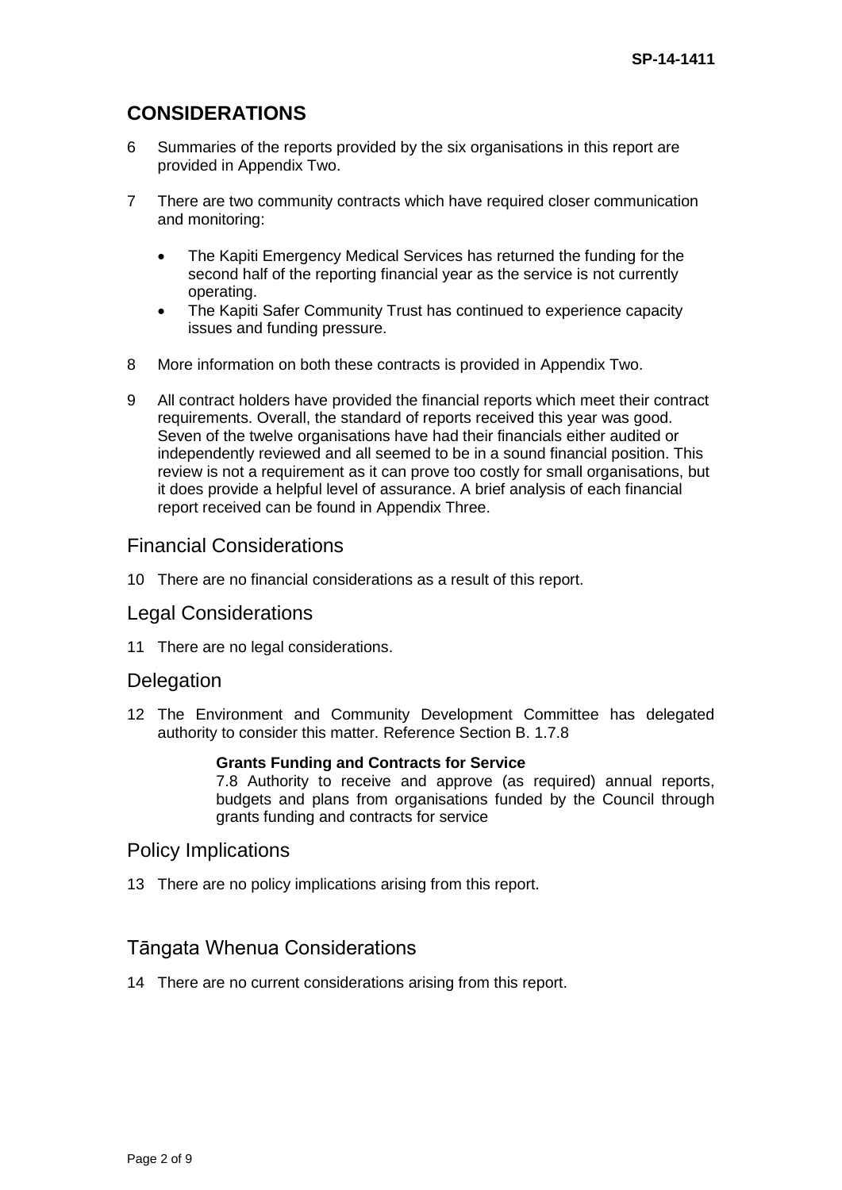## CONSIDERATIONS

6 Summaries of the reports provided by the six organisations in this report are provided in Appendix Two.

7 There are two community contracts which have required closer communication and monitoring:

- The Kapiti Emergency Medical Services has returned the funding for the second half of the reporting financial year as the service is not currently operating.
- The Kapiti Safer Community Trust has continued to experience capacity issues and funding pressure.

8 More information on both these contracts is provided in Appendix Two.

9 All contract holders have provided the financial reports which meet their contract requirements. Overall, the standard of reports received this year was good. Seven of the twelve organisations have had their financials either audited or independently reviewed and all seemed to be in a sound financial position. This review is not a requirement as it can prove too costly for small organisations, but it does provide a helpful level of assurance. A brief analysis of each financial report received can be found in Appendix Three.

### Financial Considerations

10 There are no financial considerations as a result of this report.

### Legal Considerations

11 There are no legal considerations.

### Delegation

12 The Environment and Community Development Committee has delegated authority to consider this matter. Reference Section B. 1.7.8

> **Grants Funding and Contracts for Service**
> 7.8 Authority to receive and approve (as required) annual reports, budgets and plans from organisations funded by the Council through grants funding and contracts for service

### Policy Implications

13 There are no policy implications arising from this report.

### Tāngata Whenua Considerations

14 There are no current considerations arising from this report.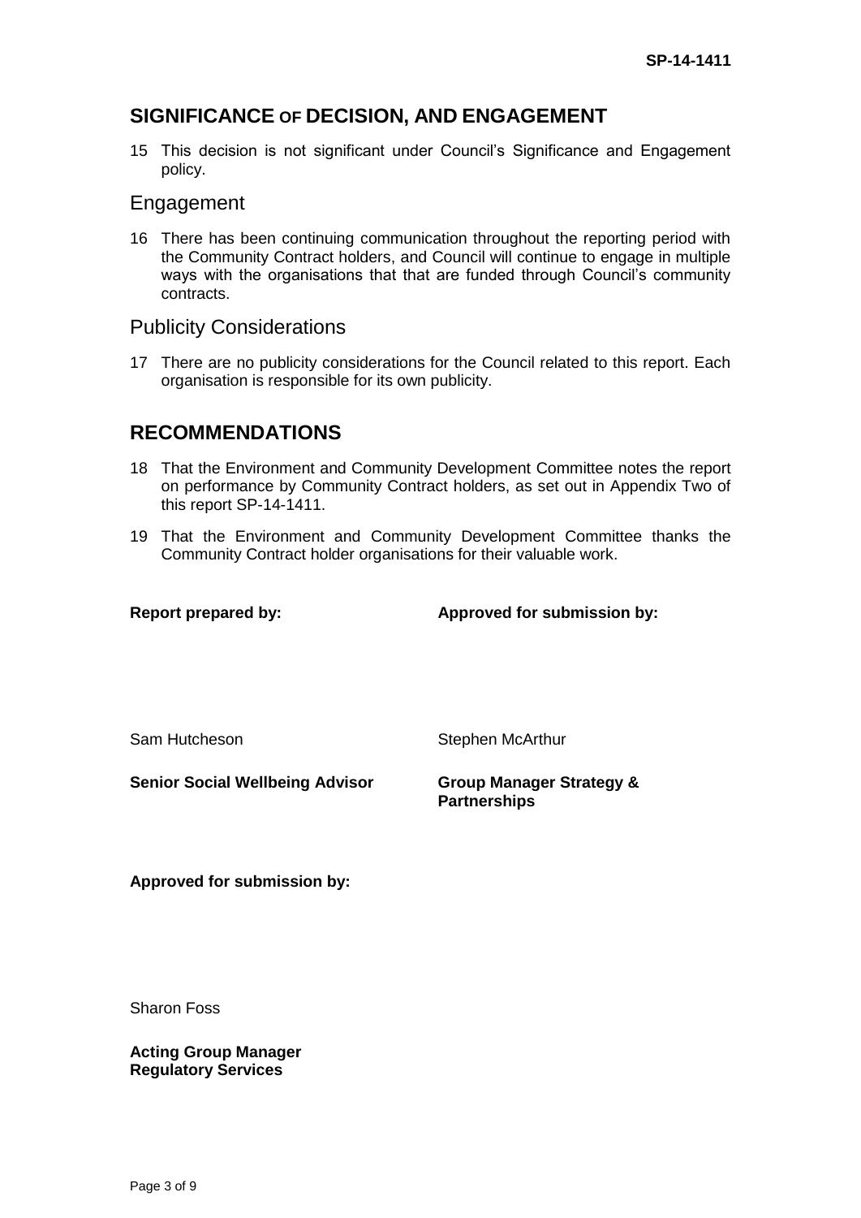## SIGNIFICANCE OF DECISION, AND ENGAGEMENT

15 This decision is not significant under Council's Significance and Engagement policy.

### Engagement

16 There has been continuing communication throughout the reporting period with the Community Contract holders, and Council will continue to engage in multiple ways with the organisations that that are funded through Council's community contracts.

### Publicity Considerations

17 There are no publicity considerations for the Council related to this report. Each organisation is responsible for its own publicity.

## RECOMMENDATIONS

18 That the Environment and Community Development Committee notes the report on performance by Community Contract holders, as set out in Appendix Two of this report SP-14-1411.

19 That the Environment and Community Development Committee thanks the Community Contract holder organisations for their valuable work.

| **Report prepared by:** | **Approved for submission by:** |
| --- | --- |
| Sam Hutcheson | Stephen McArthur |
| **Senior Social Wellbeing Advisor** | **Group Manager Strategy & Partnerships** |

**Approved for submission by:**

Sharon Foss

**Acting Group Manager**
**Regulatory Services**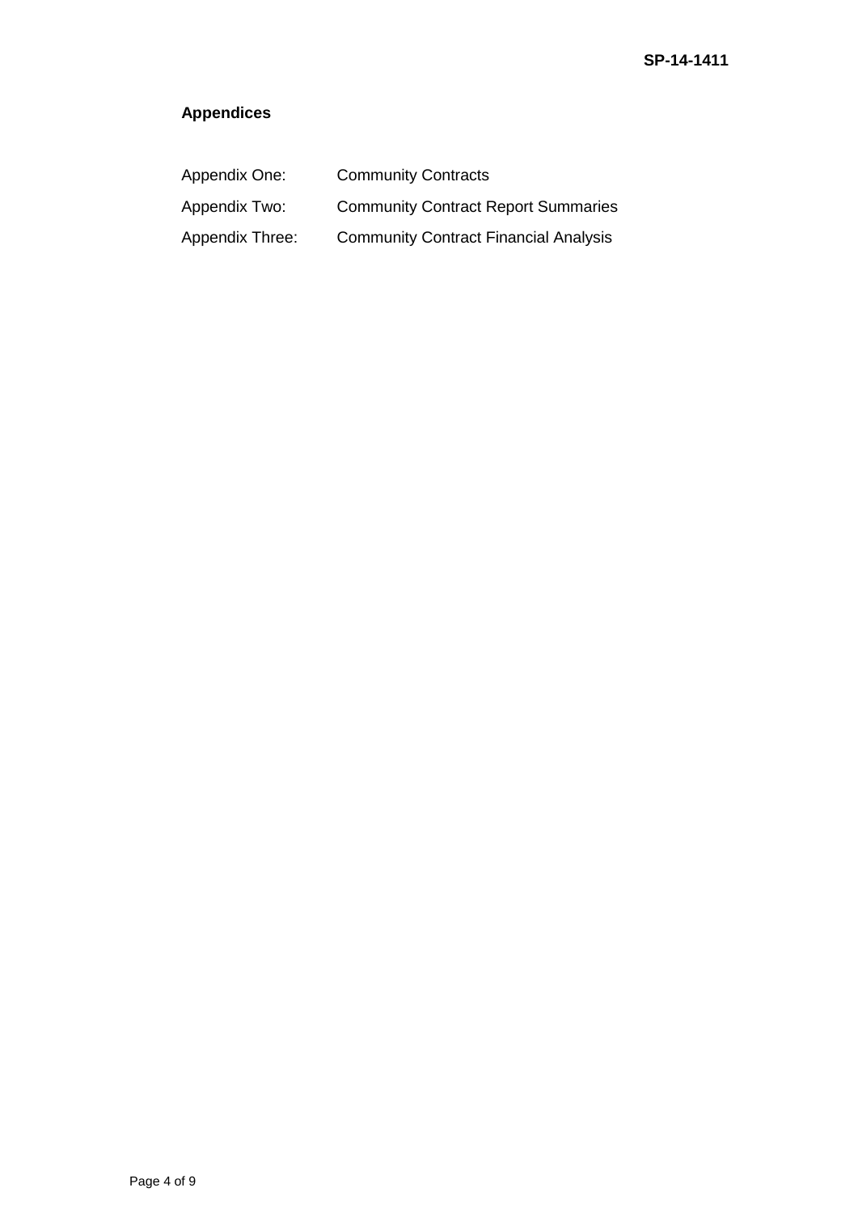## Appendices

| | |
|---|---|
| Appendix One: | Community Contracts |
| Appendix Two: | Community Contract Report Summaries |
| Appendix Three: | Community Contract Financial Analysis |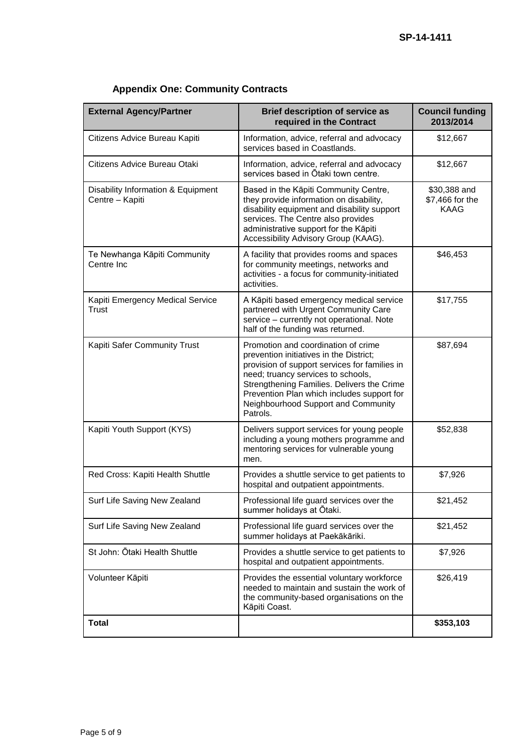SP-14-1411

## Appendix One: Community Contracts

| External Agency/Partner | Brief description of service as required in the Contract | Council funding 2013/2014 |
|---|---|---|
| Citizens Advice Bureau Kapiti | Information, advice, referral and advocacy services based in Coastlands. | \$12,667 |
| Citizens Advice Bureau Otaki | Information, advice, referral and advocacy services based in Ōtaki town centre. | \$12,667 |
| Disability Information & Equipment Centre – Kapiti | Based in the Kāpiti Community Centre, they provide information on disability, disability equipment and disability support services. The Centre also provides administrative support for the Kāpiti Accessibility Advisory Group (KAAG). | \$30,388 and \$7,466 for the KAAG |
| Te Newhanga Kāpiti Community Centre Inc | A facility that provides rooms and spaces for community meetings, networks and activities - a focus for community-initiated activities. | \$46,453 |
| Kapiti Emergency Medical Service Trust | A Kāpiti based emergency medical service partnered with Urgent Community Care service – currently not operational. Note half of the funding was returned. | \$17,755 |
| Kapiti Safer Community Trust | Promotion and coordination of crime prevention initiatives in the District; provision of support services for families in need; truancy services to schools, Strengthening Families. Delivers the Crime Prevention Plan which includes support for Neighbourhood Support and Community Patrols. | \$87,694 |
| Kapiti Youth Support (KYS) | Delivers support services for young people including a young mothers programme and mentoring services for vulnerable young men. | \$52,838 |
| Red Cross: Kapiti Health Shuttle | Provides a shuttle service to get patients to hospital and outpatient appointments. | \$7,926 |
| Surf Life Saving New Zealand | Professional life guard services over the summer holidays at Ōtaki. | \$21,452 |
| Surf Life Saving New Zealand | Professional life guard services over the summer holidays at Paekākāriki. | \$21,452 |
| St John: Ōtaki Health Shuttle | Provides a shuttle service to get patients to hospital and outpatient appointments. | \$7,926 |
| Volunteer Kāpiti | Provides the essential voluntary workforce needed to maintain and sustain the work of the community-based organisations on the Kāpiti Coast. | \$26,419 |
| **Total** | | **\$353,103** |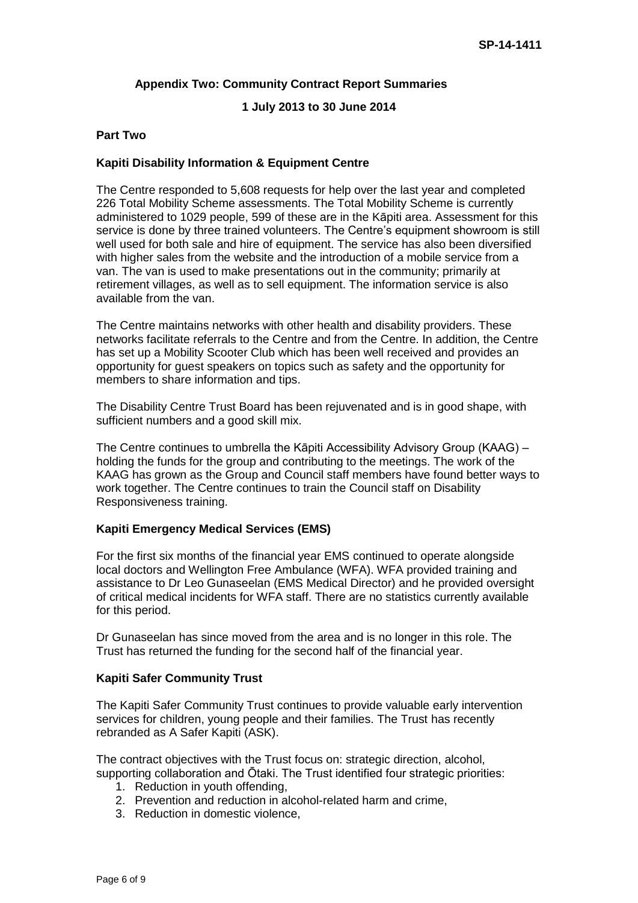**Appendix Two: Community Contract Report Summaries**

**1 July 2013 to 30 June 2014**

**Part Two**

**Kapiti Disability Information & Equipment Centre**

The Centre responded to 5,608 requests for help over the last year and completed 226 Total Mobility Scheme assessments. The Total Mobility Scheme is currently administered to 1029 people, 599 of these are in the Kāpiti area. Assessment for this service is done by three trained volunteers. The Centre's equipment showroom is still well used for both sale and hire of equipment. The service has also been diversified with higher sales from the website and the introduction of a mobile service from a van. The van is used to make presentations out in the community; primarily at retirement villages, as well as to sell equipment. The information service is also available from the van.

The Centre maintains networks with other health and disability providers. These networks facilitate referrals to the Centre and from the Centre. In addition, the Centre has set up a Mobility Scooter Club which has been well received and provides an opportunity for guest speakers on topics such as safety and the opportunity for members to share information and tips.

The Disability Centre Trust Board has been rejuvenated and is in good shape, with sufficient numbers and a good skill mix.

The Centre continues to umbrella the Kāpiti Accessibility Advisory Group (KAAG) – holding the funds for the group and contributing to the meetings. The work of the KAAG has grown as the Group and Council staff members have found better ways to work together. The Centre continues to train the Council staff on Disability Responsiveness training.

**Kapiti Emergency Medical Services (EMS)**

For the first six months of the financial year EMS continued to operate alongside local doctors and Wellington Free Ambulance (WFA). WFA provided training and assistance to Dr Leo Gunaseelan (EMS Medical Director) and he provided oversight of critical medical incidents for WFA staff. There are no statistics currently available for this period.

Dr Gunaseelan has since moved from the area and is no longer in this role. The Trust has returned the funding for the second half of the financial year.

**Kapiti Safer Community Trust**

The Kapiti Safer Community Trust continues to provide valuable early intervention services for children, young people and their families. The Trust has recently rebranded as A Safer Kapiti (ASK).

The contract objectives with the Trust focus on: strategic direction, alcohol, supporting collaboration and Ōtaki. The Trust identified four strategic priorities:

1. Reduction in youth offending,
2. Prevention and reduction in alcohol-related harm and crime,
3. Reduction in domestic violence,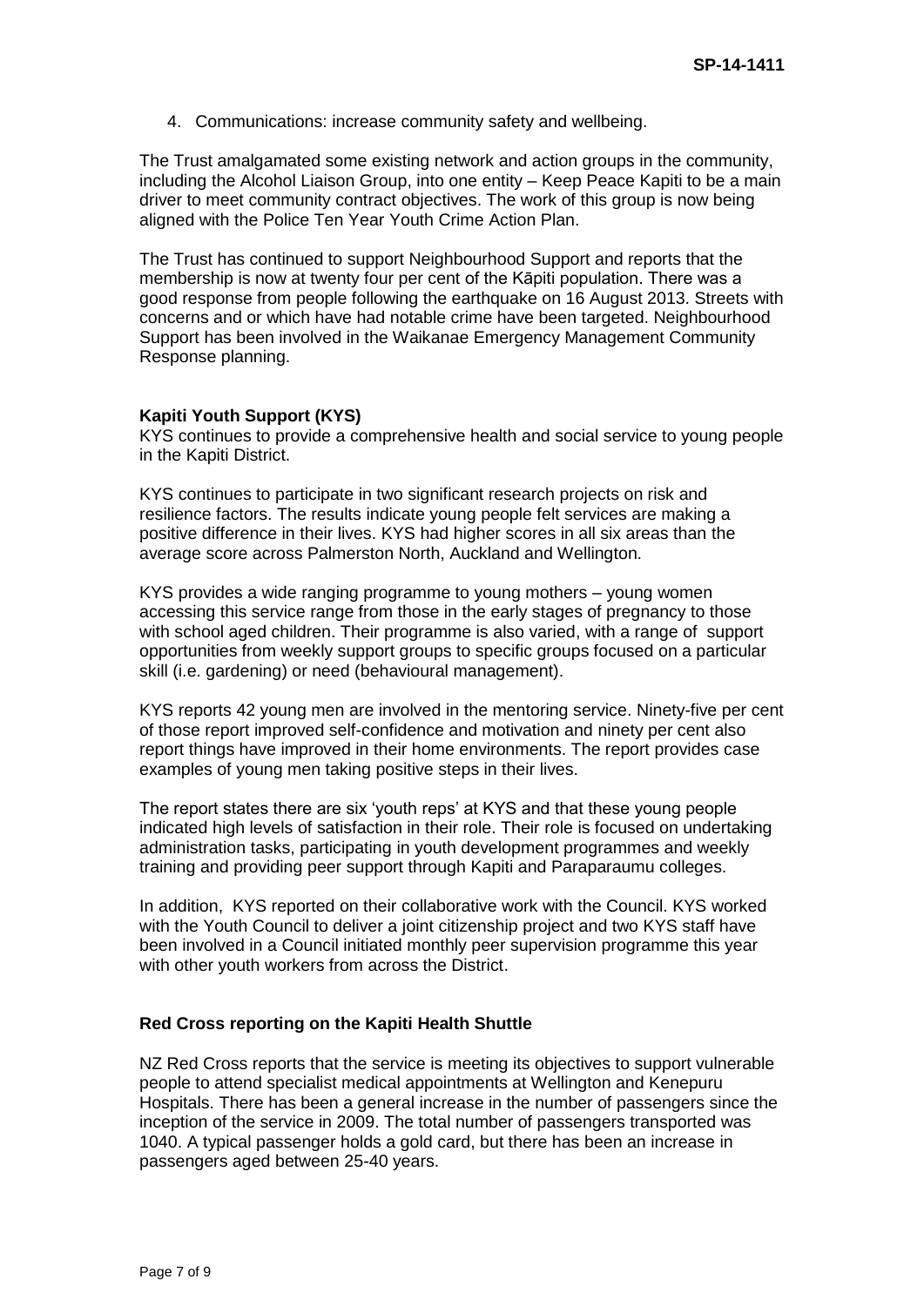4. Communications: increase community safety and wellbeing.

The Trust amalgamated some existing network and action groups in the community, including the Alcohol Liaison Group, into one entity – Keep Peace Kapiti to be a main driver to meet community contract objectives. The work of this group is now being aligned with the Police Ten Year Youth Crime Action Plan.

The Trust has continued to support Neighbourhood Support and reports that the membership is now at twenty four per cent of the Kāpiti population. There was a good response from people following the earthquake on 16 August 2013. Streets with concerns and or which have had notable crime have been targeted. Neighbourhood Support has been involved in the Waikanae Emergency Management Community Response planning.

**Kapiti Youth Support (KYS)**

KYS continues to provide a comprehensive health and social service to young people in the Kapiti District.

KYS continues to participate in two significant research projects on risk and resilience factors. The results indicate young people felt services are making a positive difference in their lives. KYS had higher scores in all six areas than the average score across Palmerston North, Auckland and Wellington.

KYS provides a wide ranging programme to young mothers – young women accessing this service range from those in the early stages of pregnancy to those with school aged children. Their programme is also varied, with a range of support opportunities from weekly support groups to specific groups focused on a particular skill (i.e. gardening) or need (behavioural management).

KYS reports 42 young men are involved in the mentoring service. Ninety-five per cent of those report improved self-confidence and motivation and ninety per cent also report things have improved in their home environments. The report provides case examples of young men taking positive steps in their lives.

The report states there are six 'youth reps' at KYS and that these young people indicated high levels of satisfaction in their role. Their role is focused on undertaking administration tasks, participating in youth development programmes and weekly training and providing peer support through Kapiti and Paraparaumu colleges.

In addition, KYS reported on their collaborative work with the Council. KYS worked with the Youth Council to deliver a joint citizenship project and two KYS staff have been involved in a Council initiated monthly peer supervision programme this year with other youth workers from across the District.

**Red Cross reporting on the Kapiti Health Shuttle**

NZ Red Cross reports that the service is meeting its objectives to support vulnerable people to attend specialist medical appointments at Wellington and Kenepuru Hospitals. There has been a general increase in the number of passengers since the inception of the service in 2009. The total number of passengers transported was 1040. A typical passenger holds a gold card, but there has been an increase in passengers aged between 25-40 years.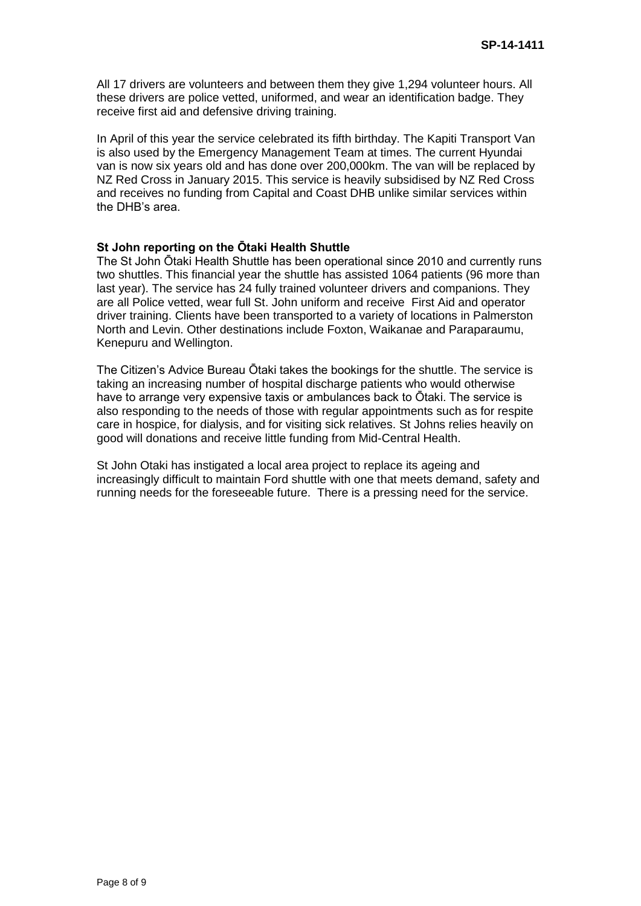All 17 drivers are volunteers and between them they give 1,294 volunteer hours. All these drivers are police vetted, uniformed, and wear an identification badge. They receive first aid and defensive driving training.

In April of this year the service celebrated its fifth birthday. The Kapiti Transport Van is also used by the Emergency Management Team at times. The current Hyundai van is now six years old and has done over 200,000km. The van will be replaced by NZ Red Cross in January 2015. This service is heavily subsidised by NZ Red Cross and receives no funding from Capital and Coast DHB unlike similar services within the DHB's area.

**St John reporting on the Ōtaki Health Shuttle**

The St John Ōtaki Health Shuttle has been operational since 2010 and currently runs two shuttles. This financial year the shuttle has assisted 1064 patients (96 more than last year). The service has 24 fully trained volunteer drivers and companions. They are all Police vetted, wear full St. John uniform and receive First Aid and operator driver training. Clients have been transported to a variety of locations in Palmerston North and Levin. Other destinations include Foxton, Waikanae and Paraparaumu, Kenepuru and Wellington.

The Citizen's Advice Bureau Ōtaki takes the bookings for the shuttle. The service is taking an increasing number of hospital discharge patients who would otherwise have to arrange very expensive taxis or ambulances back to Ōtaki. The service is also responding to the needs of those with regular appointments such as for respite care in hospice, for dialysis, and for visiting sick relatives. St Johns relies heavily on good will donations and receive little funding from Mid-Central Health.

St John Otaki has instigated a local area project to replace its ageing and increasingly difficult to maintain Ford shuttle with one that meets demand, safety and running needs for the foreseeable future. There is a pressing need for the service.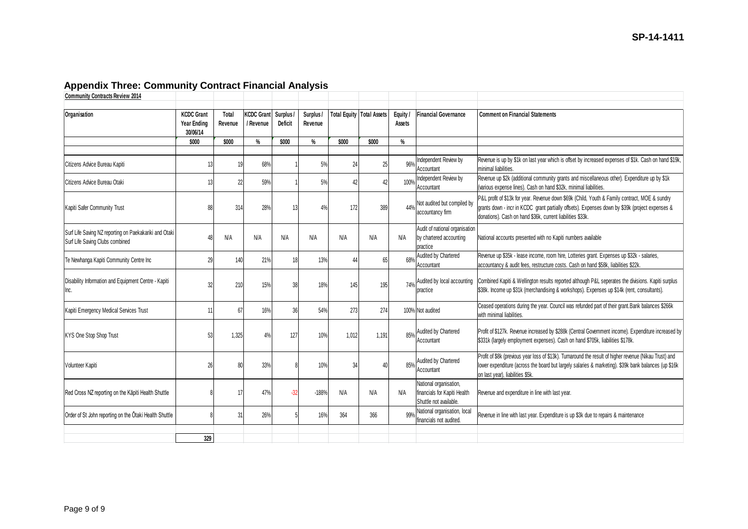SP-14-1411

## Appendix Three: Community Contract Financial Analysis

**Community Contracts Review 2014**

| Organisation | KCDC Grant Year Ending 30/06/14 | Total Revenue | KCDC Grant / Revenue | Surplus / Deficit | Surplus / Revenue | Total Equity | Total Assets | Equity / Assets | Financial Governance | Comment on Financial Statements |
|---|---|---|---|---|---|---|---|---|---|---|
| | $000 | $000 | % | $000 | % | $000 | $000 | % | | |
| Citizens Advice Bureau Kapiti | 13 | 19 | 68% | 1 | 5% | 24 | 25 | 96% | Independent Review by Accountant | Revenue is up by $1k on last year which is offset by increased expenses of $1k. Cash on hand $19k, minimal liabilities. |
| Citizens Advice Bureau Otaki | 13 | 22 | 59% | 1 | 5% | 42 | 42 | 100% | Independent Review by Accountant | Revenue up $2k (additional community grants and miscellaneous other). Expenditure up by $1k (various expense lines). Cash on hand $32k, minimal liabilities. |
| Kapiti Safer Community Trust | 88 | 314 | 28% | 13 | 4% | 172 | 389 | 44% | Not audited but compiled by accountancy firm | P&L profit of $13k for year. Revenue down $69k (Child, Youth & Family contract, MOE & sundry grants down - incr in KCDC grant partially offsets). Expenses down by $39k (project expenses & donations). Cash on hand $36k, current liabilities $33k. |
| Surf Life Saving NZ reporting on Paekakariki and Otaki Surf Life Saving Clubs combined | 48 | N/A | N/A | N/A | N/A | N/A | N/A | N/A | Audit of national organisation by chartered accounting practice | National accounts presented with no Kapiti numbers available |
| Te Newhanga Kapiti Community Centre Inc | 29 | 140 | 21% | 18 | 13% | 44 | 65 | 68% | Audited by Chartered Accountant | Revenue up $35k - lease income, room hire, Lotteries grant. Expenses up $32k - salaries, accountancy & audit fees, restructure costs. Cash on hand $58k, liabilities $22k. |
| Disability Information and Equipment Centre - Kapiti Inc. | 32 | 210 | 15% | 38 | 18% | 145 | 195 | 74% | Audited by local accounting practice | Combined Kapiti & Wellington results reported although P&L seperates the divisions. Kapiti surplus $38k. Income up $31k (merchandising & workshops). Expenses up $14k (rent, consultants). |
| Kapiti Emergency Medical Services Trust | 11 | 67 | 16% | 36 | 54% | 273 | 274 | 100% | Not audited | Ceased operations during the year. Council was refunded part of their grant.Bank balances $266k with minimal liabilities. |
| KYS One Stop Shop Trust | 53 | 1,325 | 4% | 127 | 10% | 1,012 | 1,191 | 85% | Audited by Chartered Accountant | Profit of $127k. Revenue increased by $288k (Central Government income). Expenditure increased by $331k (largely employment expenses). Cash on hand $705k, liabilities $178k. |
| Volunteer Kapiti | 26 | 80 | 33% | 8 | 10% | 34 | 40 | 85% | Audited by Chartered Accountant | Profit of $8k (previous year loss of $13k). Turnaround the result of higher revenue (Nikau Trust) and lower expenditure (across the board but largely salaries & marketing). $39k bank balances (up $16k on last year), liabilities $5k. |
| Red Cross NZ reporting on the Kāpiti Health Shuttle | 8 | 17 | 47% | -32 | -188% | N/A | N/A | N/A | National organisation, financials for Kapiti Health Shuttle not available. | Revenue and expenditure in line with last year. |
| Order of St John reporting on the Ōtaki Health Shuttle | 8 | 31 | 26% | 5 | 16% | 364 | 366 | 99% | National organisation, local financials not audited. | Revenue in line with last year. Expenditure is up $3k due to repairs & maintenance |
| | 329 | | | | | | | | | |